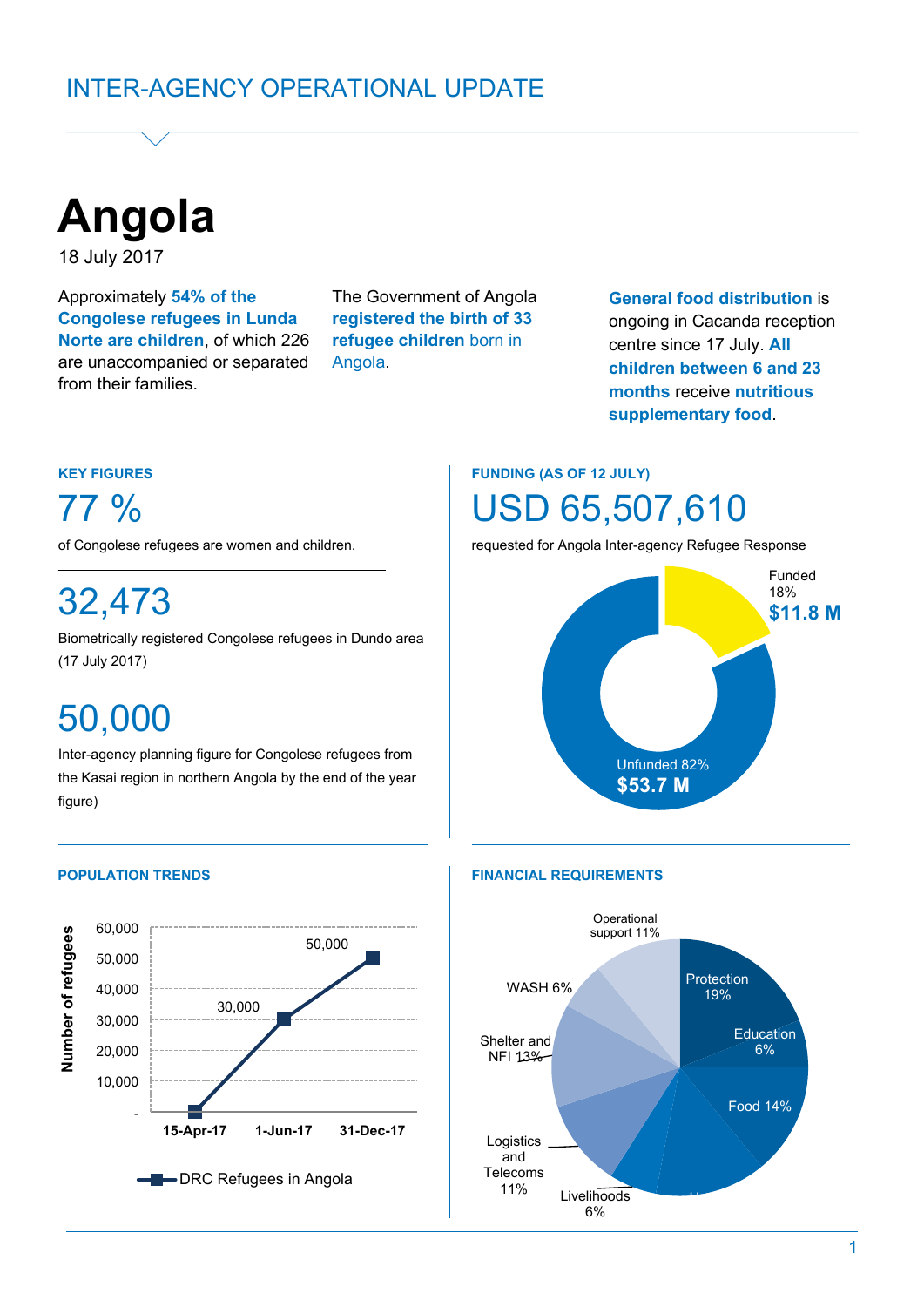INTER-AGENCY OPERATIONAL UPDATE

# Angola

18 July 2017

Approximately **54% of the Congolese refugees in Lunda Norte are children**, of which 226 are unaccompanied or separated from their families.

The Government of Angola **registered the birth of 33 refugee children** born in Angola.

**General food distribution** is ongoing in Cacanda reception centre since 17 July. **All children between 6 and 23 months** receive **nutritious supplementary food**.

## KEY FIGURES

**77 %**

of Congolese refugees are women and children.

**32,473**

Biometrically registered Congolese refugees in Dundo area (17 July 2017)

**50,000**

Inter-agency planning figure for Congolese refugees from the Kasai region in northern Angola by the end of the year figure)

## FUNDING (AS OF 12 JULY)

**USD 65,507,610**

requested for Angola Inter-agency Refugee Response

Funded 18% **$11.8 M**

Unfunded 82% **$53.7 M**

## POPULATION TRENDS

DRC Refugees in Angola (Number of refugees)

| Date | Number of refugees |
|---|---|
| 15-Apr-17 | - |
| 1-Jun-17 | 30,000 |
| 31-Dec-17 | 50,000 |

## FINANCIAL REQUIREMENTS

| Sector | Share |
|---|---|
| Protection | 19% |
| Education | 6% |
| Food | 14% |
| Livelihoods | 6% |
| Logistics and Telecoms | 11% |
| Shelter and NFI | 13% |
| WASH | 6% |
| Operational support | 11% |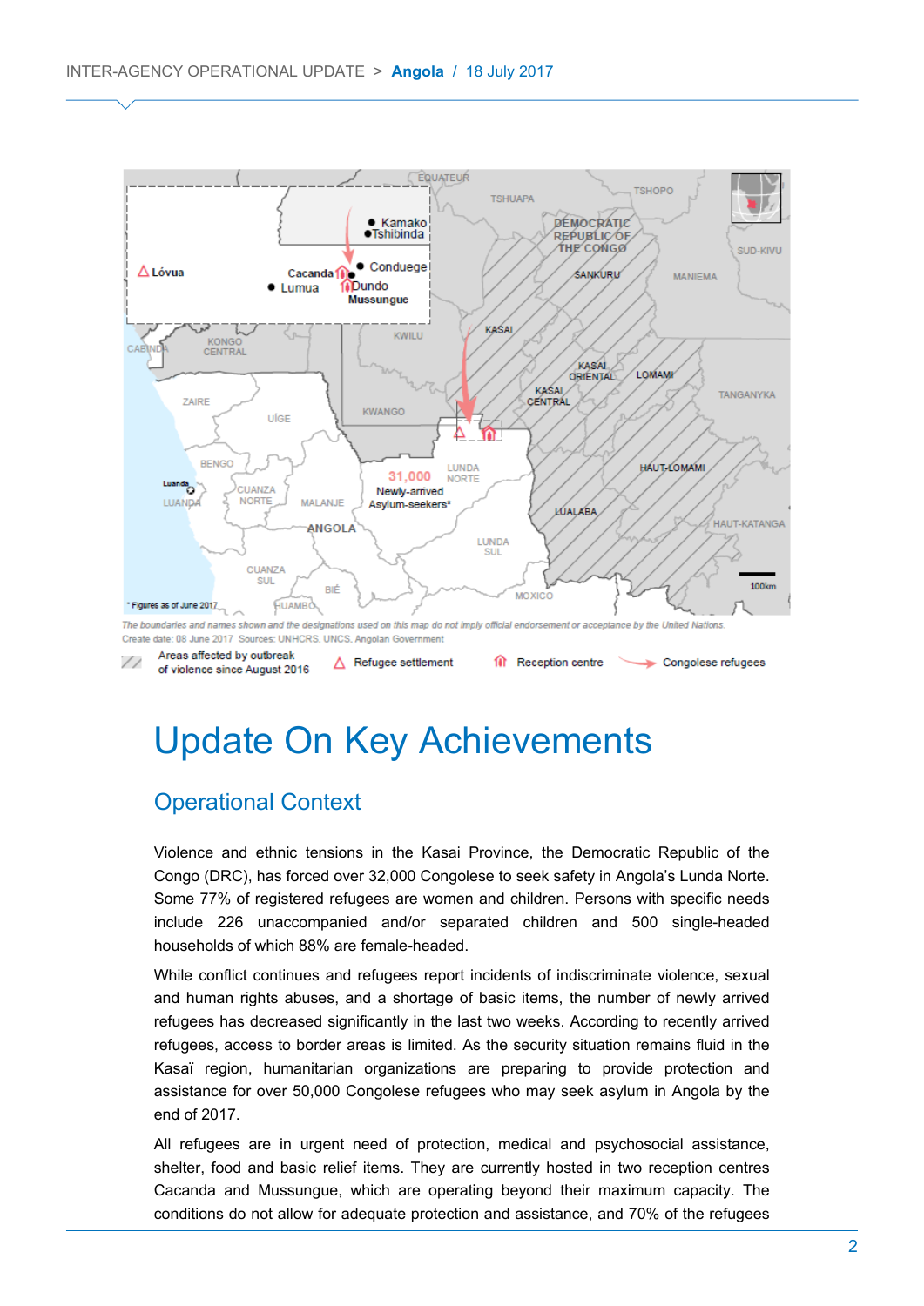The boundaries and names shown and the designations used on this map do not imply official endorsement or acceptance by the United Nations.
Create date: 08 June 2017 Sources: UNHCRS, UNCS, Angolan Government

Areas affected by outbreak of violence since August 2016 | Refugee settlement | Reception centre | Congolese refugees

# Update On Key Achievements

## Operational Context

Violence and ethnic tensions in the Kasai Province, the Democratic Republic of the Congo (DRC), has forced over 32,000 Congolese to seek safety in Angola's Lunda Norte. Some 77% of registered refugees are women and children. Persons with specific needs include 226 unaccompanied and/or separated children and 500 single-headed households of which 88% are female-headed.

While conflict continues and refugees report incidents of indiscriminate violence, sexual and human rights abuses, and a shortage of basic items, the number of newly arrived refugees has decreased significantly in the last two weeks. According to recently arrived refugees, access to border areas is limited. As the security situation remains fluid in the Kasaï region, humanitarian organizations are preparing to provide protection and assistance for over 50,000 Congolese refugees who may seek asylum in Angola by the end of 2017.

All refugees are in urgent need of protection, medical and psychosocial assistance, shelter, food and basic relief items. They are currently hosted in two reception centres Cacanda and Mussungue, which are operating beyond their maximum capacity. The conditions do not allow for adequate protection and assistance, and 70% of the refugees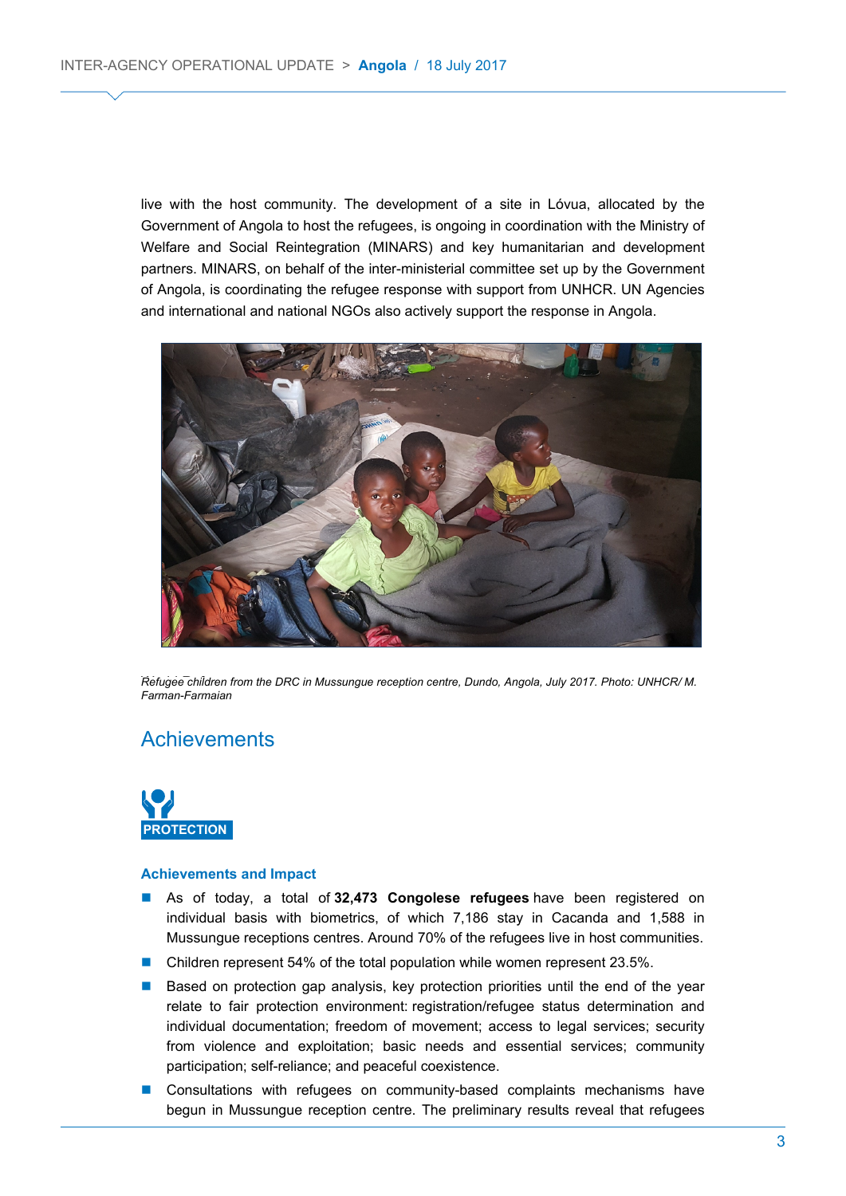live with the host community. The development of a site in Lóvua, allocated by the Government of Angola to host the refugees, is ongoing in coordination with the Ministry of Welfare and Social Reintegration (MINARS) and key humanitarian and development partners. MINARS, on behalf of the inter-ministerial committee set up by the Government of Angola, is coordinating the refugee response with support from UNHCR. UN Agencies and international and national NGOs also actively support the response in Angola.

*Refugee children from the DRC in Mussungue reception centre, Dundo, Angola, July 2017. Photo: UNHCR/ M. Farman-Farmaian*

## Achievements

**PROTECTION**

### Achievements and Impact

- As of today, a total of **32,473 Congolese refugees** have been registered on individual basis with biometrics, of which 7,186 stay in Cacanda and 1,588 in Mussungue receptions centres. Around 70% of the refugees live in host communities.
- Children represent 54% of the total population while women represent 23.5%.
- Based on protection gap analysis, key protection priorities until the end of the year relate to fair protection environment: registration/refugee status determination and individual documentation; freedom of movement; access to legal services; security from violence and exploitation; basic needs and essential services; community participation; self-reliance; and peaceful coexistence.
- Consultations with refugees on community-based complaints mechanisms have begun in Mussungue reception centre. The preliminary results reveal that refugees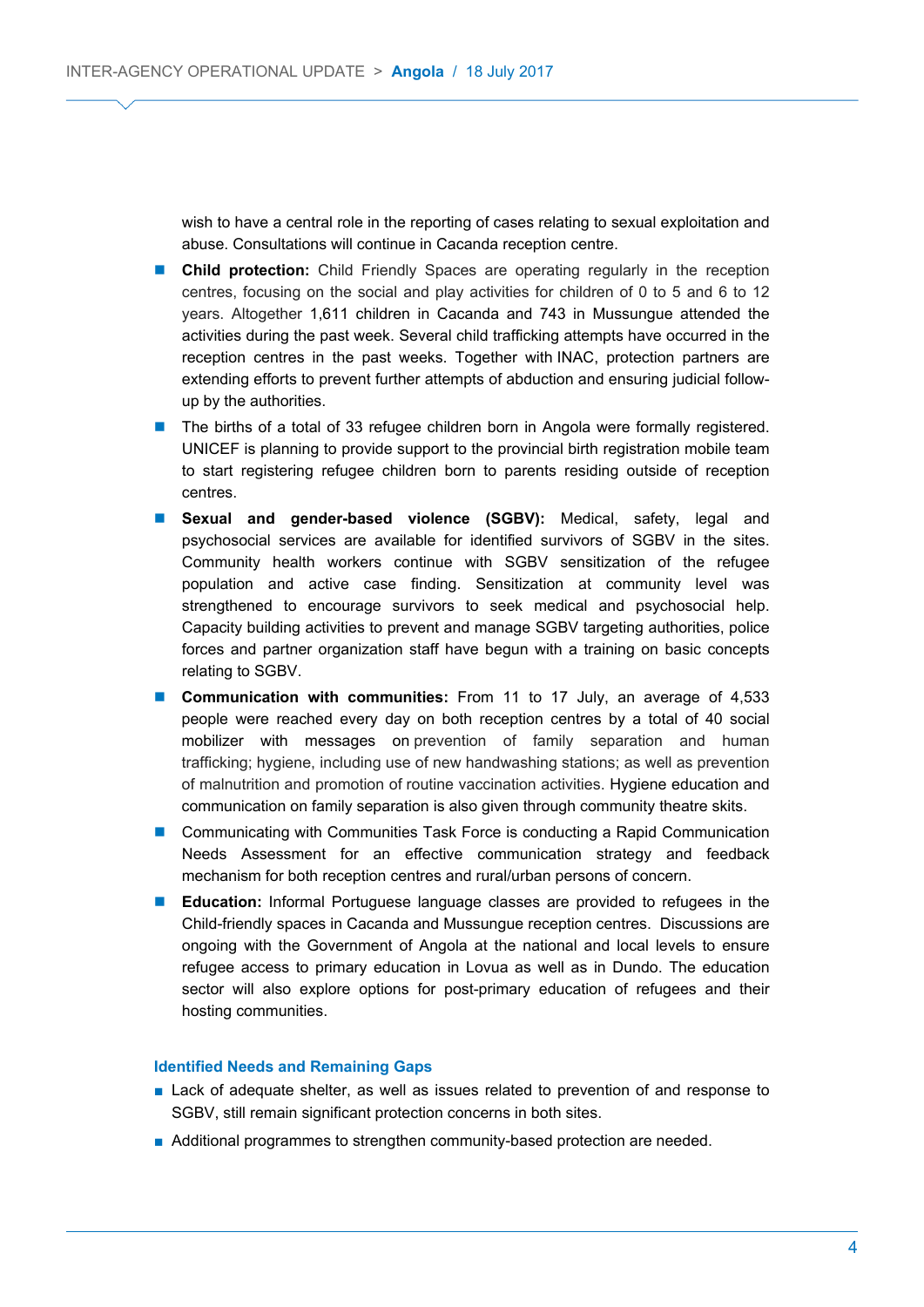wish to have a central role in the reporting of cases relating to sexual exploitation and abuse. Consultations will continue in Cacanda reception centre.

- **Child protection:** Child Friendly Spaces are operating regularly in the reception centres, focusing on the social and play activities for children of 0 to 5 and 6 to 12 years. Altogether 1,611 children in Cacanda and 743 in Mussungue attended the activities during the past week. Several child trafficking attempts have occurred in the reception centres in the past weeks. Together with INAC, protection partners are extending efforts to prevent further attempts of abduction and ensuring judicial follow-up by the authorities.
- The births of a total of 33 refugee children born in Angola were formally registered. UNICEF is planning to provide support to the provincial birth registration mobile team to start registering refugee children born to parents residing outside of reception centres.
- **Sexual and gender-based violence (SGBV):** Medical, safety, legal and psychosocial services are available for identified survivors of SGBV in the sites. Community health workers continue with SGBV sensitization of the refugee population and active case finding. Sensitization at community level was strengthened to encourage survivors to seek medical and psychosocial help. Capacity building activities to prevent and manage SGBV targeting authorities, police forces and partner organization staff have begun with a training on basic concepts relating to SGBV.
- **Communication with communities:** From 11 to 17 July, an average of 4,533 people were reached every day on both reception centres by a total of 40 social mobilizer with messages on prevention of family separation and human trafficking; hygiene, including use of new handwashing stations; as well as prevention of malnutrition and promotion of routine vaccination activities. Hygiene education and communication on family separation is also given through community theatre skits.
- Communicating with Communities Task Force is conducting a Rapid Communication Needs Assessment for an effective communication strategy and feedback mechanism for both reception centres and rural/urban persons of concern.
- **Education:** Informal Portuguese language classes are provided to refugees in the Child-friendly spaces in Cacanda and Mussungue reception centres. Discussions are ongoing with the Government of Angola at the national and local levels to ensure refugee access to primary education in Lovua as well as in Dundo. The education sector will also explore options for post-primary education of refugees and their hosting communities.

### Identified Needs and Remaining Gaps

- Lack of adequate shelter, as well as issues related to prevention of and response to SGBV, still remain significant protection concerns in both sites.
- Additional programmes to strengthen community-based protection are needed.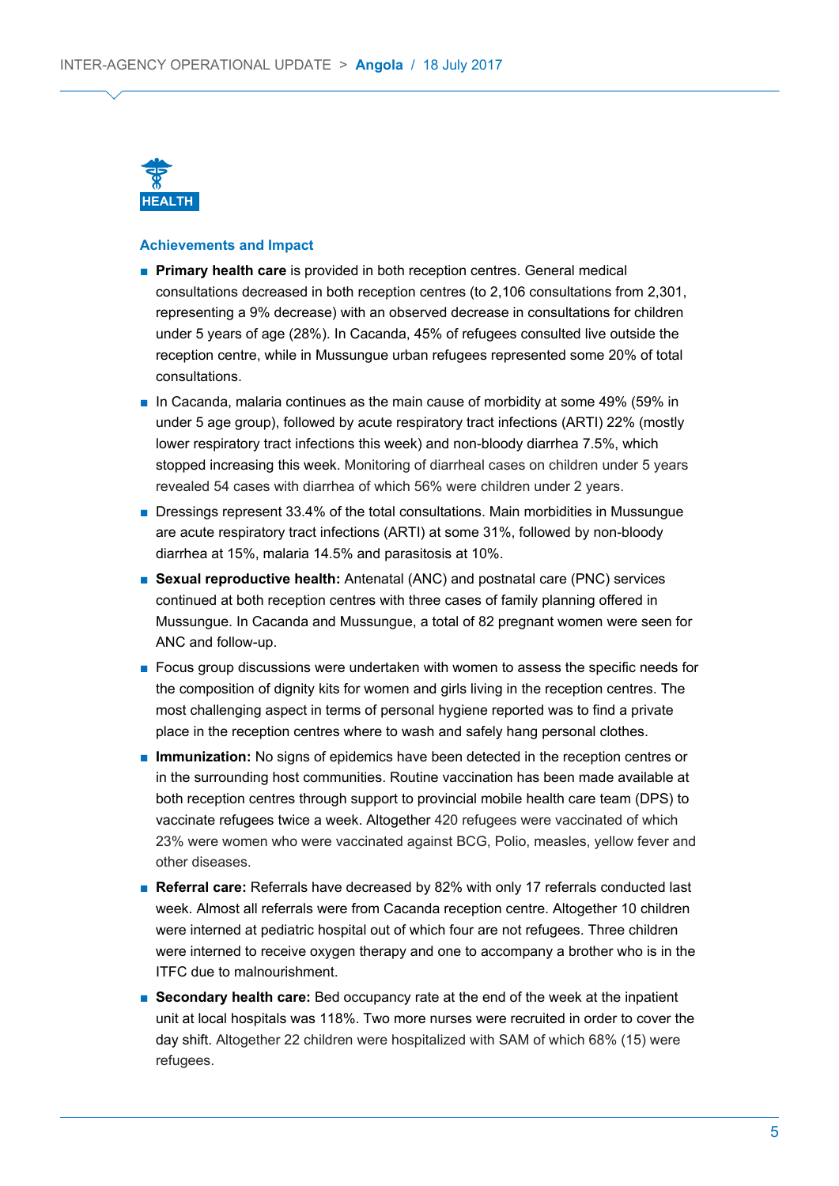## HEALTH

### Achievements and Impact

- **Primary health care** is provided in both reception centres. General medical consultations decreased in both reception centres (to 2,106 consultations from 2,301, representing a 9% decrease) with an observed decrease in consultations for children under 5 years of age (28%). In Cacanda, 45% of refugees consulted live outside the reception centre, while in Mussungue urban refugees represented some 20% of total consultations.
- In Cacanda, malaria continues as the main cause of morbidity at some 49% (59% in under 5 age group), followed by acute respiratory tract infections (ARTI) 22% (mostly lower respiratory tract infections this week) and non-bloody diarrhea 7.5%, which stopped increasing this week. Monitoring of diarrheal cases on children under 5 years revealed 54 cases with diarrhea of which 56% were children under 2 years.
- Dressings represent 33.4% of the total consultations. Main morbidities in Mussungue are acute respiratory tract infections (ARTI) at some 31%, followed by non-bloody diarrhea at 15%, malaria 14.5% and parasitosis at 10%.
- **Sexual reproductive health:** Antenatal (ANC) and postnatal care (PNC) services continued at both reception centres with three cases of family planning offered in Mussungue. In Cacanda and Mussungue, a total of 82 pregnant women were seen for ANC and follow-up.
- Focus group discussions were undertaken with women to assess the specific needs for the composition of dignity kits for women and girls living in the reception centres. The most challenging aspect in terms of personal hygiene reported was to find a private place in the reception centres where to wash and safely hang personal clothes.
- **Immunization:** No signs of epidemics have been detected in the reception centres or in the surrounding host communities. Routine vaccination has been made available at both reception centres through support to provincial mobile health care team (DPS) to vaccinate refugees twice a week. Altogether 420 refugees were vaccinated of which 23% were women who were vaccinated against BCG, Polio, measles, yellow fever and other diseases.
- **Referral care:** Referrals have decreased by 82% with only 17 referrals conducted last week. Almost all referrals were from Cacanda reception centre. Altogether 10 children were interned at pediatric hospital out of which four are not refugees. Three children were interned to receive oxygen therapy and one to accompany a brother who is in the ITFC due to malnourishment.
- **Secondary health care:** Bed occupancy rate at the end of the week at the inpatient unit at local hospitals was 118%. Two more nurses were recruited in order to cover the day shift. Altogether 22 children were hospitalized with SAM of which 68% (15) were refugees.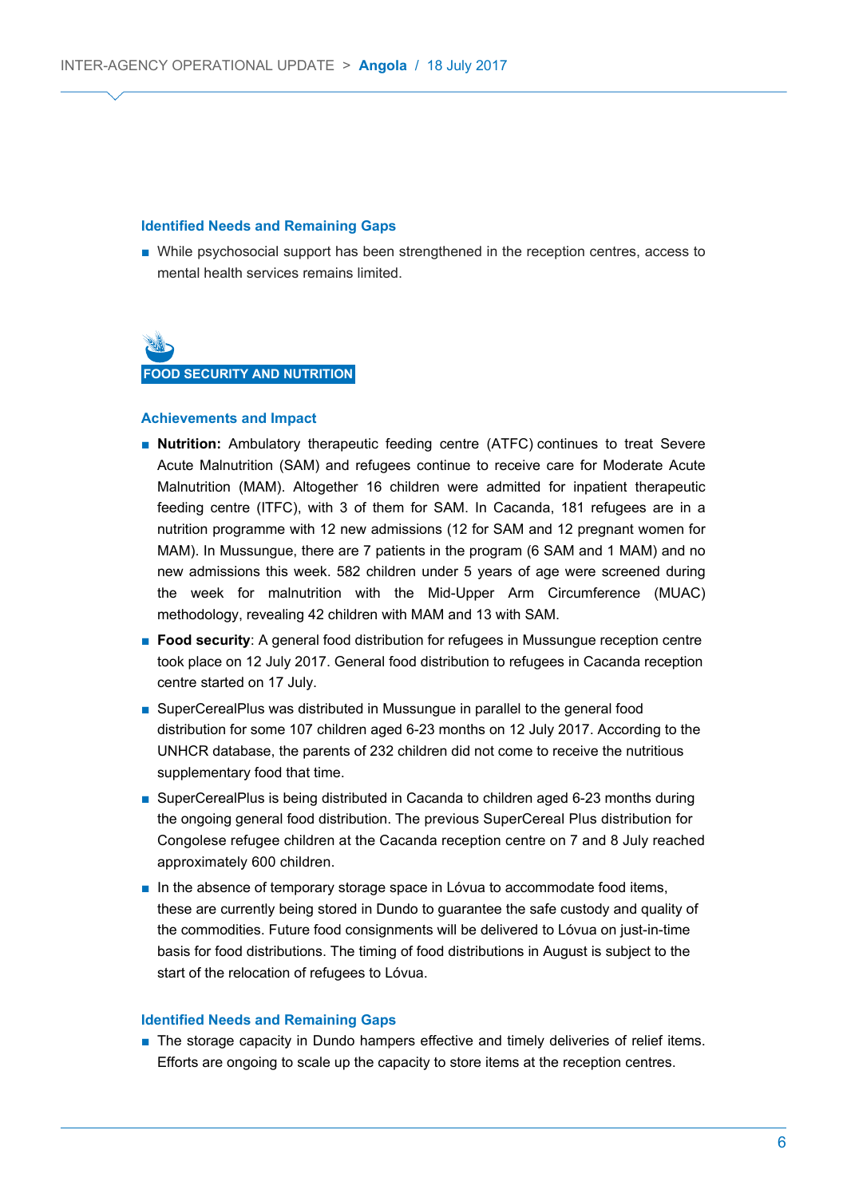### Identified Needs and Remaining Gaps

- While psychosocial support has been strengthened in the reception centres, access to mental health services remains limited.

## FOOD SECURITY AND NUTRITION

### Achievements and Impact

- **Nutrition:** Ambulatory therapeutic feeding centre (ATFC) continues to treat Severe Acute Malnutrition (SAM) and refugees continue to receive care for Moderate Acute Malnutrition (MAM). Altogether 16 children were admitted for inpatient therapeutic feeding centre (ITFC), with 3 of them for SAM. In Cacanda, 181 refugees are in a nutrition programme with 12 new admissions (12 for SAM and 12 pregnant women for MAM). In Mussungue, there are 7 patients in the program (6 SAM and 1 MAM) and no new admissions this week. 582 children under 5 years of age were screened during the week for malnutrition with the Mid-Upper Arm Circumference (MUAC) methodology, revealing 42 children with MAM and 13 with SAM.
- **Food security**: A general food distribution for refugees in Mussungue reception centre took place on 12 July 2017. General food distribution to refugees in Cacanda reception centre started on 17 July.
- SuperCerealPlus was distributed in Mussungue in parallel to the general food distribution for some 107 children aged 6-23 months on 12 July 2017. According to the UNHCR database, the parents of 232 children did not come to receive the nutritious supplementary food that time.
- SuperCerealPlus is being distributed in Cacanda to children aged 6-23 months during the ongoing general food distribution. The previous SuperCereal Plus distribution for Congolese refugee children at the Cacanda reception centre on 7 and 8 July reached approximately 600 children.
- In the absence of temporary storage space in Lóvua to accommodate food items, these are currently being stored in Dundo to guarantee the safe custody and quality of the commodities. Future food consignments will be delivered to Lóvua on just-in-time basis for food distributions. The timing of food distributions in August is subject to the start of the relocation of refugees to Lóvua.

### Identified Needs and Remaining Gaps

- The storage capacity in Dundo hampers effective and timely deliveries of relief items. Efforts are ongoing to scale up the capacity to store items at the reception centres.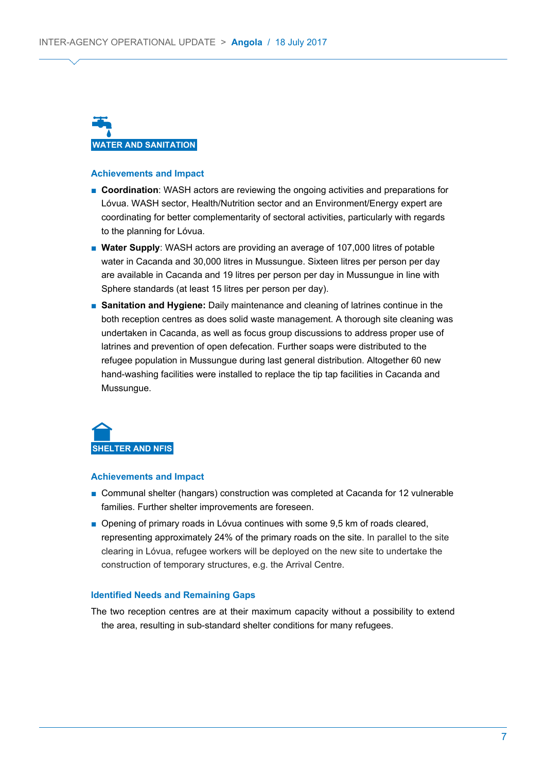## WATER AND SANITATION

### Achievements and Impact

- **Coordination**: WASH actors are reviewing the ongoing activities and preparations for Lóvua. WASH sector, Health/Nutrition sector and an Environment/Energy expert are coordinating for better complementarity of sectoral activities, particularly with regards to the planning for Lóvua.
- **Water Supply**: WASH actors are providing an average of 107,000 litres of potable water in Cacanda and 30,000 litres in Mussungue. Sixteen litres per person per day are available in Cacanda and 19 litres per person per day in Mussungue in line with Sphere standards (at least 15 litres per person per day).
- **Sanitation and Hygiene:** Daily maintenance and cleaning of latrines continue in the both reception centres as does solid waste management. A thorough site cleaning was undertaken in Cacanda, as well as focus group discussions to address proper use of latrines and prevention of open defecation. Further soaps were distributed to the refugee population in Mussungue during last general distribution. Altogether 60 new hand-washing facilities were installed to replace the tip tap facilities in Cacanda and Mussungue.

## SHELTER AND NFIS

### Achievements and Impact

- Communal shelter (hangars) construction was completed at Cacanda for 12 vulnerable families. Further shelter improvements are foreseen.
- Opening of primary roads in Lóvua continues with some 9,5 km of roads cleared, representing approximately 24% of the primary roads on the site. In parallel to the site clearing in Lóvua, refugee workers will be deployed on the new site to undertake the construction of temporary structures, e.g. the Arrival Centre.

### Identified Needs and Remaining Gaps

The two reception centres are at their maximum capacity without a possibility to extend the area, resulting in sub-standard shelter conditions for many refugees.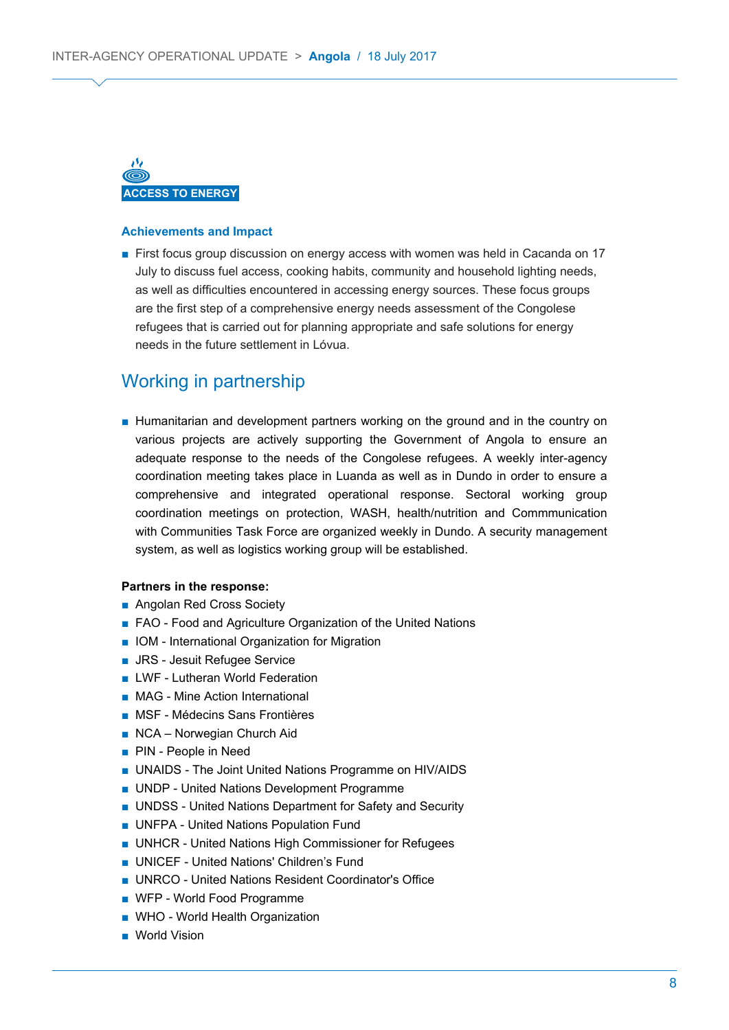### ACCESS TO ENERGY

**Achievements and Impact**

- First focus group discussion on energy access with women was held in Cacanda on 17 July to discuss fuel access, cooking habits, community and household lighting needs, as well as difficulties encountered in accessing energy sources. These focus groups are the first step of a comprehensive energy needs assessment of the Congolese refugees that is carried out for planning appropriate and safe solutions for energy needs in the future settlement in Lóvua.

## Working in partnership

- Humanitarian and development partners working on the ground and in the country on various projects are actively supporting the Government of Angola to ensure an adequate response to the needs of the Congolese refugees. A weekly inter-agency coordination meeting takes place in Luanda as well as in Dundo in order to ensure a comprehensive and integrated operational response. Sectoral working group coordination meetings on protection, WASH, health/nutrition and Commmunication with Communities Task Force are organized weekly in Dundo. A security management system, as well as logistics working group will be established.

**Partners in the response:**

- Angolan Red Cross Society
- FAO - Food and Agriculture Organization of the United Nations
- IOM - International Organization for Migration
- JRS - Jesuit Refugee Service
- LWF - Lutheran World Federation
- MAG - Mine Action International
- MSF - Médecins Sans Frontières
- NCA – Norwegian Church Aid
- PIN - People in Need
- UNAIDS - The Joint United Nations Programme on HIV/AIDS
- UNDP - United Nations Development Programme
- UNDSS - United Nations Department for Safety and Security
- UNFPA - United Nations Population Fund
- UNHCR - United Nations High Commissioner for Refugees
- UNICEF - United Nations' Children's Fund
- UNRCO - United Nations Resident Coordinator's Office
- WFP - World Food Programme
- WHO - World Health Organization
- World Vision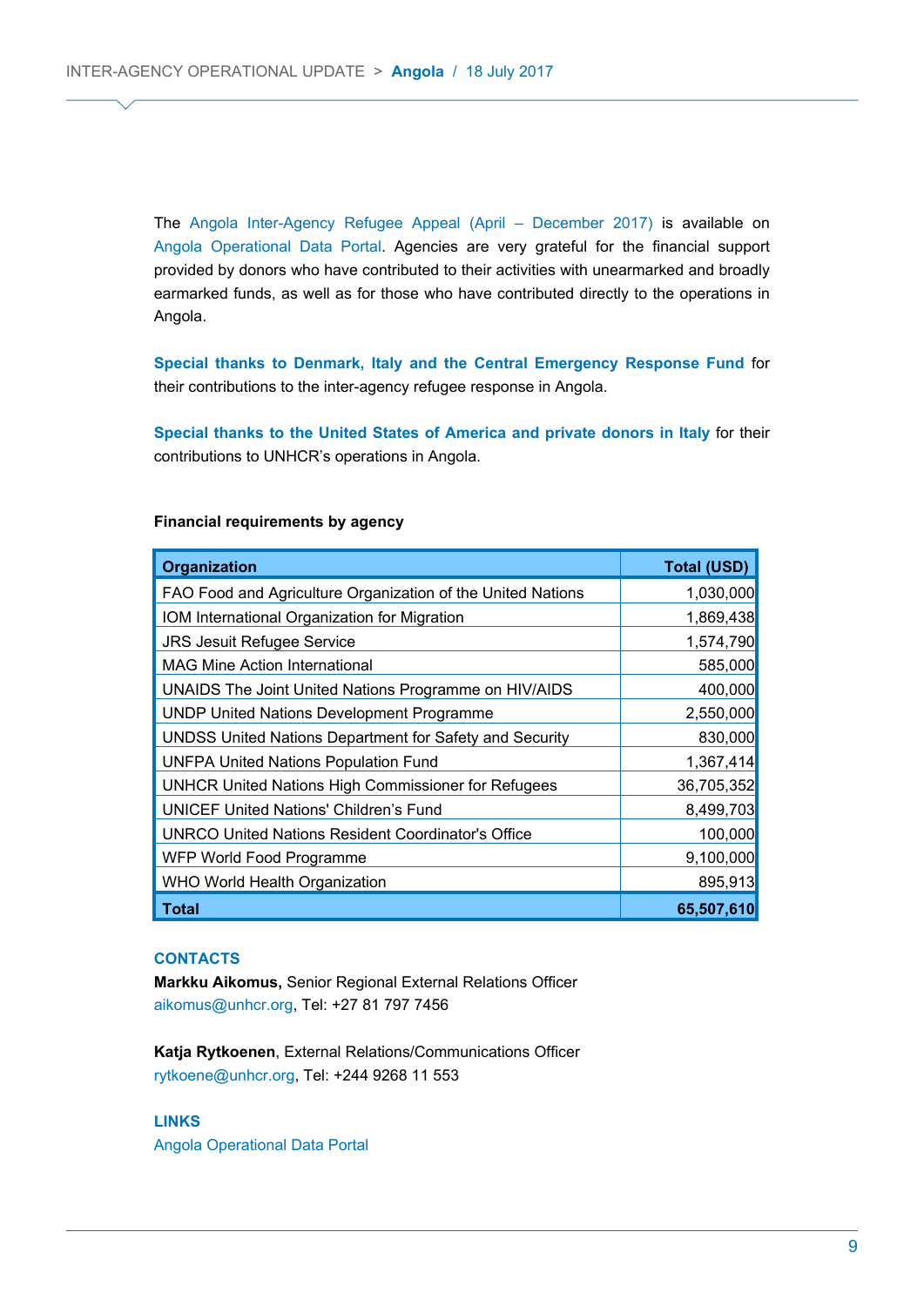The Angola Inter-Agency Refugee Appeal (April – December 2017) is available on Angola Operational Data Portal. Agencies are very grateful for the financial support provided by donors who have contributed to their activities with unearmarked and broadly earmarked funds, as well as for those who have contributed directly to the operations in Angola.

**Special thanks to Denmark, Italy and the Central Emergency Response Fund** for their contributions to the inter-agency refugee response in Angola.

**Special thanks to the United States of America and private donors in Italy** for their contributions to UNHCR's operations in Angola.

**Financial requirements by agency**

| Organization | Total (USD) |
|---|---:|
| FAO Food and Agriculture Organization of the United Nations | 1,030,000 |
| IOM International Organization for Migration | 1,869,438 |
| JRS Jesuit Refugee Service | 1,574,790 |
| MAG Mine Action International | 585,000 |
| UNAIDS The Joint United Nations Programme on HIV/AIDS | 400,000 |
| UNDP United Nations Development Programme | 2,550,000 |
| UNDSS United Nations Department for Safety and Security | 830,000 |
| UNFPA United Nations Population Fund | 1,367,414 |
| UNHCR United Nations High Commissioner for Refugees | 36,705,352 |
| UNICEF United Nations' Children's Fund | 8,499,703 |
| UNRCO United Nations Resident Coordinator's Office | 100,000 |
| WFP World Food Programme | 9,100,000 |
| WHO World Health Organization | 895,913 |
| **Total** | **65,507,610** |

## CONTACTS

**Markku Aikomus,** Senior Regional External Relations Officer
aikomus@unhcr.org, Tel: +27 81 797 7456

**Katja Rytkoenen**, External Relations/Communications Officer
rytkoene@unhcr.org, Tel: +244 9268 11 553

## LINKS

Angola Operational Data Portal